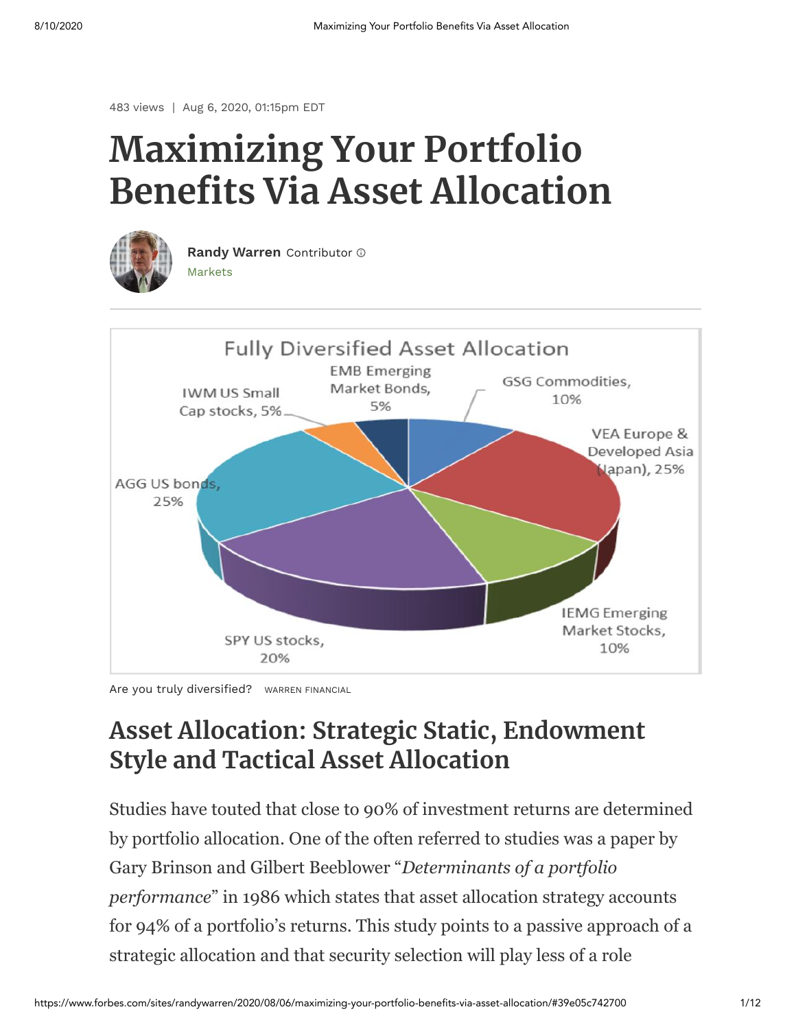483 views | Aug 6, 2020, 01:15pm EDT

# Maximizing Your Portfolio Benefits Via Asset Allocation

**Randy Warren** Contributor

Markets

Are you truly diversified? WARREN FINANCIAL

## Asset Allocation: Strategic Static, Endowment Style and Tactical Asset Allocation

Studies have touted that close to 90% of investment returns are determined by portfolio allocation. One of the often referred to studies was a paper by Gary Brinson and Gilbert Beeblower "*Determinants of a portfolio performance*" in 1986 which states that asset allocation strategy accounts for 94% of a portfolio's returns. This study points to a passive approach of a strategic allocation and that security selection will play less of a role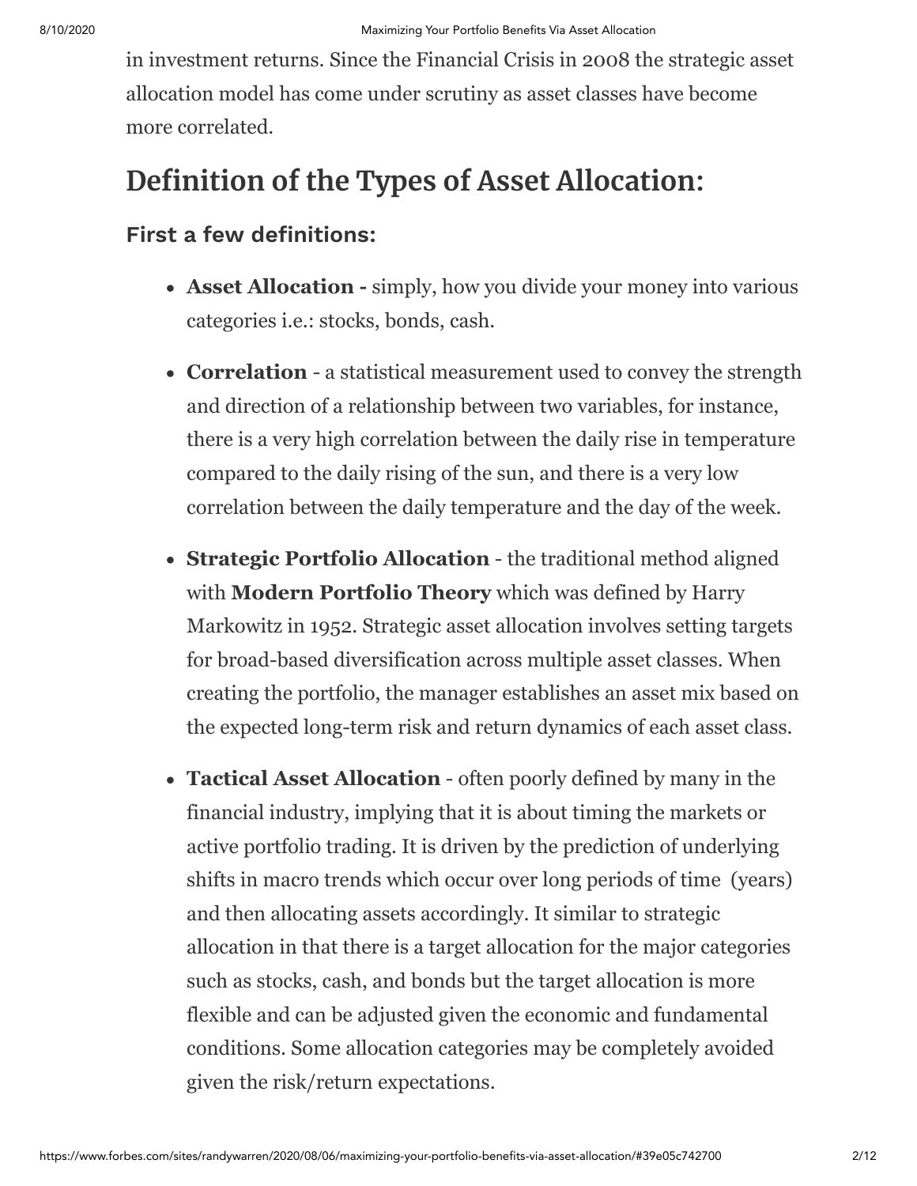in investment returns. Since the Financial Crisis in 2008 the strategic asset allocation model has come under scrutiny as asset classes have become more correlated.

## Definition of the Types of Asset Allocation:

### First a few definitions:

- **Asset Allocation -** simply, how you divide your money into various categories i.e.: stocks, bonds, cash.
- **Correlation** - a statistical measurement used to convey the strength and direction of a relationship between two variables, for instance, there is a very high correlation between the daily rise in temperature compared to the daily rising of the sun, and there is a very low correlation between the daily temperature and the day of the week.
- **Strategic Portfolio Allocation** - the traditional method aligned with **Modern Portfolio Theory** which was defined by Harry Markowitz in 1952. Strategic asset allocation involves setting targets for broad-based diversification across multiple asset classes. When creating the portfolio, the manager establishes an asset mix based on the expected long-term risk and return dynamics of each asset class.
- **Tactical Asset Allocation** - often poorly defined by many in the financial industry, implying that it is about timing the markets or active portfolio trading. It is driven by the prediction of underlying shifts in macro trends which occur over long periods of time (years) and then allocating assets accordingly. It similar to strategic allocation in that there is a target allocation for the major categories such as stocks, cash, and bonds but the target allocation is more flexible and can be adjusted given the economic and fundamental conditions. Some allocation categories may be completely avoided given the risk/return expectations.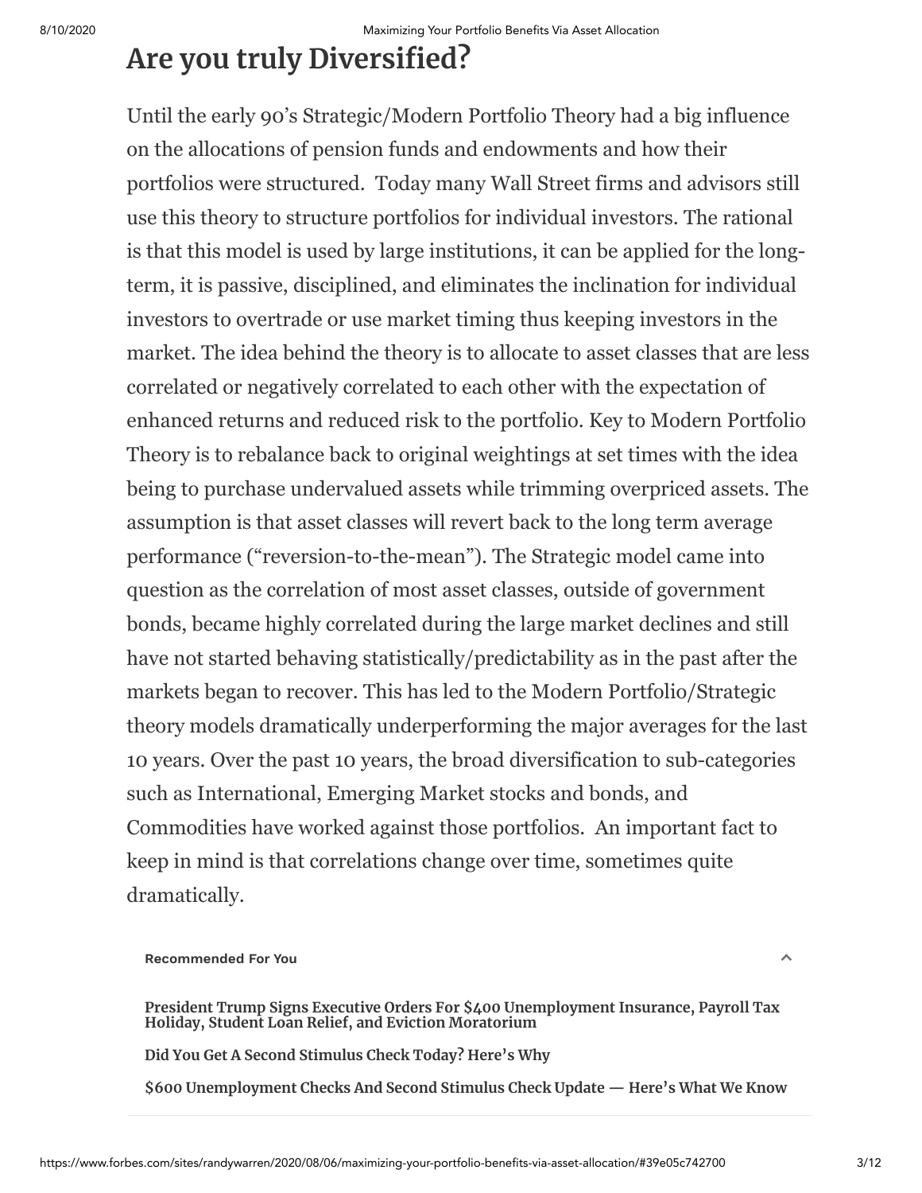# Are you truly Diversified?

Until the early 90's Strategic/Modern Portfolio Theory had a big influence on the allocations of pension funds and endowments and how their portfolios were structured.  Today many Wall Street firms and advisors still use this theory to structure portfolios for individual investors. The rational is that this model is used by large institutions, it can be applied for the long-term, it is passive, disciplined, and eliminates the inclination for individual investors to overtrade or use market timing thus keeping investors in the market. The idea behind the theory is to allocate to asset classes that are less correlated or negatively correlated to each other with the expectation of enhanced returns and reduced risk to the portfolio. Key to Modern Portfolio Theory is to rebalance back to original weightings at set times with the idea being to purchase undervalued assets while trimming overpriced assets. The assumption is that asset classes will revert back to the long term average performance ("reversion-to-the-mean"). The Strategic model came into question as the correlation of most asset classes, outside of government bonds, became highly correlated during the large market declines and still have not started behaving statistically/predictability as in the past after the markets began to recover. This has led to the Modern Portfolio/Strategic theory models dramatically underperforming the major averages for the last 10 years. Over the past 10 years, the broad diversification to sub-categories such as International, Emerging Market stocks and bonds, and Commodities have worked against those portfolios.  An important fact to keep in mind is that correlations change over time, sometimes quite dramatically.

**Recommended For You**

**President Trump Signs Executive Orders For $400 Unemployment Insurance, Payroll Tax Holiday, Student Loan Relief, and Eviction Moratorium**

**Did You Get A Second Stimulus Check Today? Here's Why**

**$600 Unemployment Checks And Second Stimulus Check Update — Here's What We Know**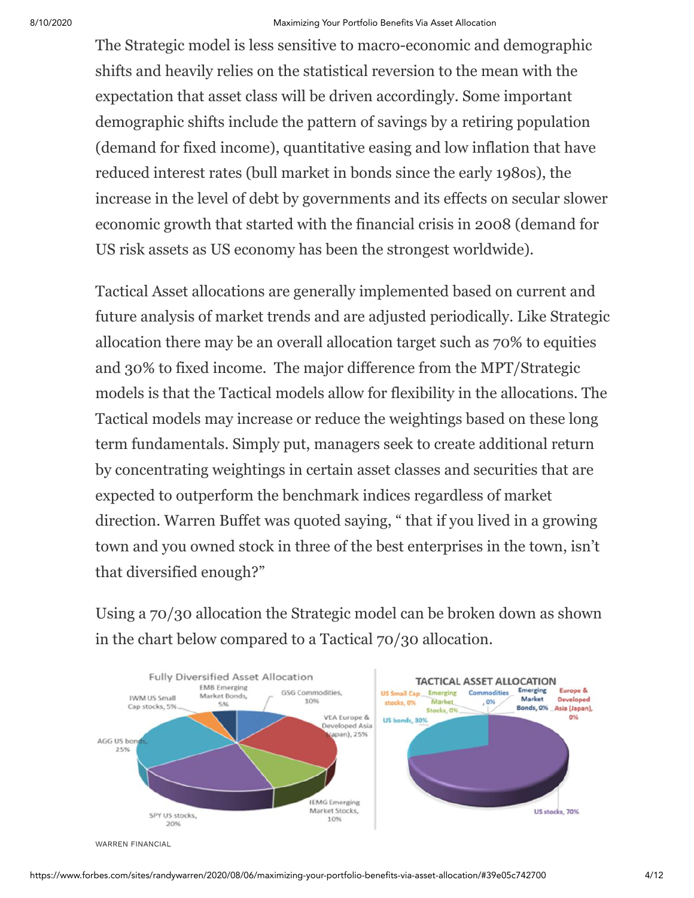The Strategic model is less sensitive to macro-economic and demographic shifts and heavily relies on the statistical reversion to the mean with the expectation that asset class will be driven accordingly. Some important demographic shifts include the pattern of savings by a retiring population (demand for fixed income), quantitative easing and low inflation that have reduced interest rates (bull market in bonds since the early 1980s), the increase in the level of debt by governments and its effects on secular slower economic growth that started with the financial crisis in 2008 (demand for US risk assets as US economy has been the strongest worldwide).

Tactical Asset allocations are generally implemented based on current and future analysis of market trends and are adjusted periodically. Like Strategic allocation there may be an overall allocation target such as 70% to equities and 30% to fixed income. The major difference from the MPT/Strategic models is that the Tactical models allow for flexibility in the allocations. The Tactical models may increase or reduce the weightings based on these long term fundamentals. Simply put, managers seek to create additional return by concentrating weightings in certain asset classes and securities that are expected to outperform the benchmark indices regardless of market direction. Warren Buffet was quoted saying, " that if you lived in a growing town and you owned stock in three of the best enterprises in the town, isn't that diversified enough?"

Using a 70/30 allocation the Strategic model can be broken down as shown in the chart below compared to a Tactical 70/30 allocation.

WARREN FINANCIAL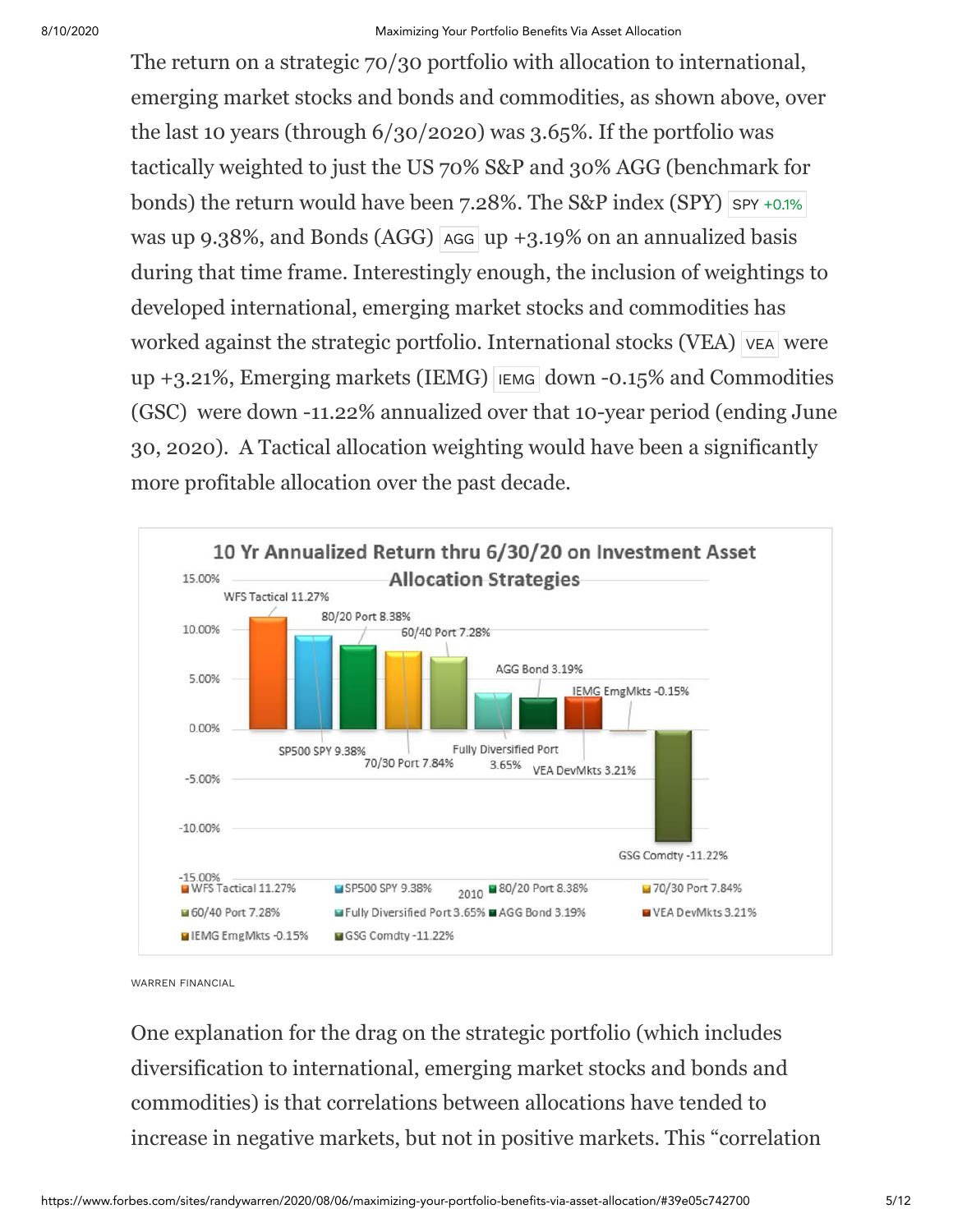The return on a strategic 70/30 portfolio with allocation to international, emerging market stocks and bonds and commodities, as shown above, over the last 10 years (through 6/30/2020) was 3.65%. If the portfolio was tactically weighted to just the US 70% S&P and 30% AGG (benchmark for bonds) the return would have been 7.28%. The S&P index (SPY) SPY +0.1% was up 9.38%, and Bonds (AGG) AGG up +3.19% on an annualized basis during that time frame. Interestingly enough, the inclusion of weightings to developed international, emerging market stocks and commodities has worked against the strategic portfolio. International stocks (VEA) VEA were up +3.21%, Emerging markets (IEMG) IEMG down -0.15% and Commodities (GSC) were down -11.22% annualized over that 10-year period (ending June 30, 2020). A Tactical allocation weighting would have been a significantly more profitable allocation over the past decade.

**10 Yr Annualized Return thru 6/30/20 on Investment Asset Allocation Strategies**

| Strategy | 10 Yr Annualized Return |
| --- | --- |
| WFS Tactical | 11.27% |
| SP500 SPY | 9.38% |
| 80/20 Port | 8.38% |
| 70/30 Port | 7.84% |
| 60/40 Port | 7.28% |
| Fully Diversified Port | 3.65% |
| AGG Bond | 3.19% |
| VEA DevMkts | 3.21% |
| IEMG EmgMkts | -0.15% |
| GSG Comdty | -11.22% |

WARREN FINANCIAL

One explanation for the drag on the strategic portfolio (which includes diversification to international, emerging market stocks and bonds and commodities) is that correlations between allocations have tended to increase in negative markets, but not in positive markets. This "correlation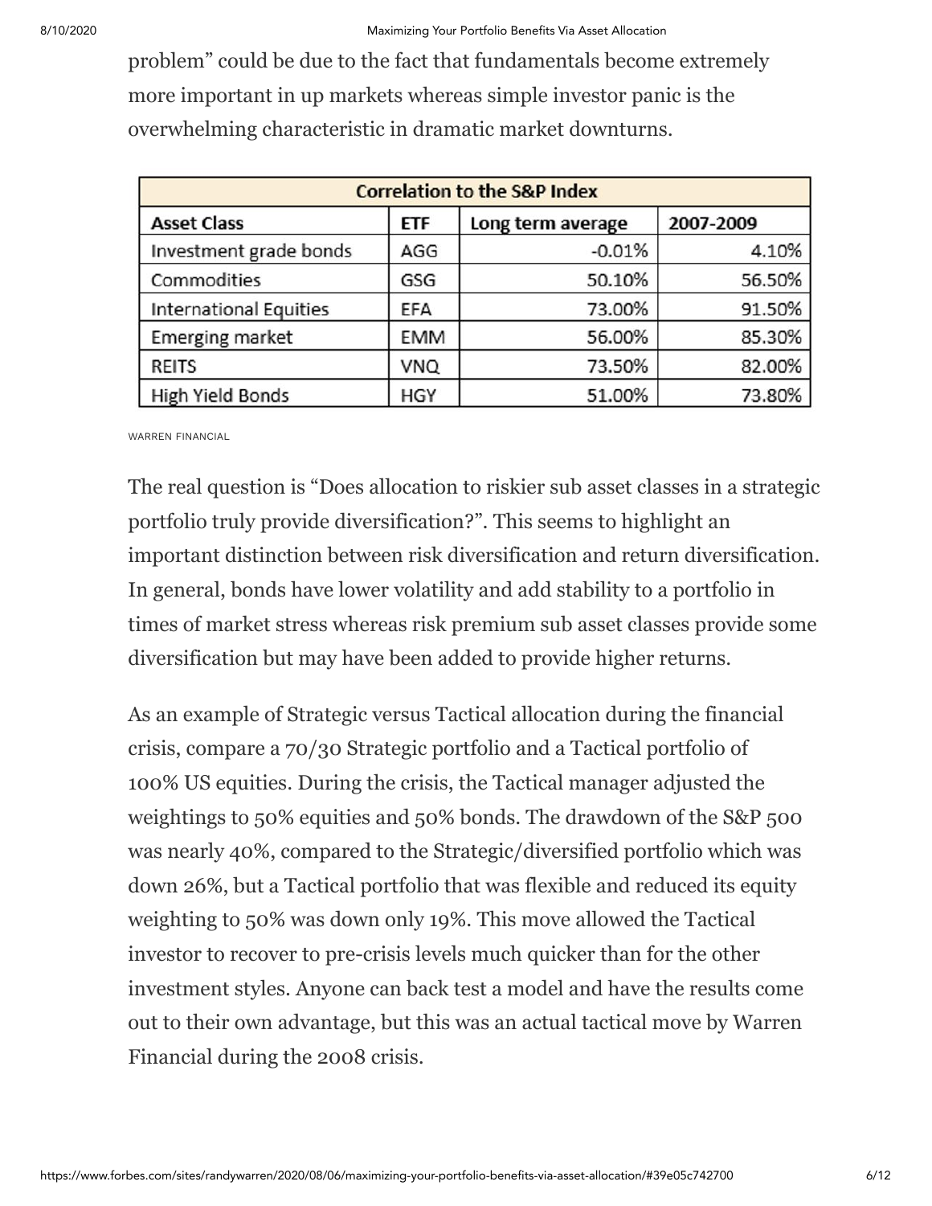problem" could be due to the fact that fundamentals become extremely more important in up markets whereas simple investor panic is the overwhelming characteristic in dramatic market downturns.

| Correlation to the S&P Index | | | |
|---|---|---|---|
| **Asset Class** | **ETF** | **Long term average** | **2007-2009** |
| Investment grade bonds | AGG | -0.01% | 4.10% |
| Commodities | GSG | 50.10% | 56.50% |
| International Equities | EFA | 73.00% | 91.50% |
| Emerging market | EMM | 56.00% | 85.30% |
| REITS | VNQ | 73.50% | 82.00% |
| High Yield Bonds | HGY | 51.00% | 73.80% |

WARREN FINANCIAL

The real question is "Does allocation to riskier sub asset classes in a strategic portfolio truly provide diversification?". This seems to highlight an important distinction between risk diversification and return diversification. In general, bonds have lower volatility and add stability to a portfolio in times of market stress whereas risk premium sub asset classes provide some diversification but may have been added to provide higher returns.

As an example of Strategic versus Tactical allocation during the financial crisis, compare a 70/30 Strategic portfolio and a Tactical portfolio of 100% US equities. During the crisis, the Tactical manager adjusted the weightings to 50% equities and 50% bonds. The drawdown of the S&P 500 was nearly 40%, compared to the Strategic/diversified portfolio which was down 26%, but a Tactical portfolio that was flexible and reduced its equity weighting to 50% was down only 19%. This move allowed the Tactical investor to recover to pre-crisis levels much quicker than for the other investment styles. Anyone can back test a model and have the results come out to their own advantage, but this was an actual tactical move by Warren Financial during the 2008 crisis.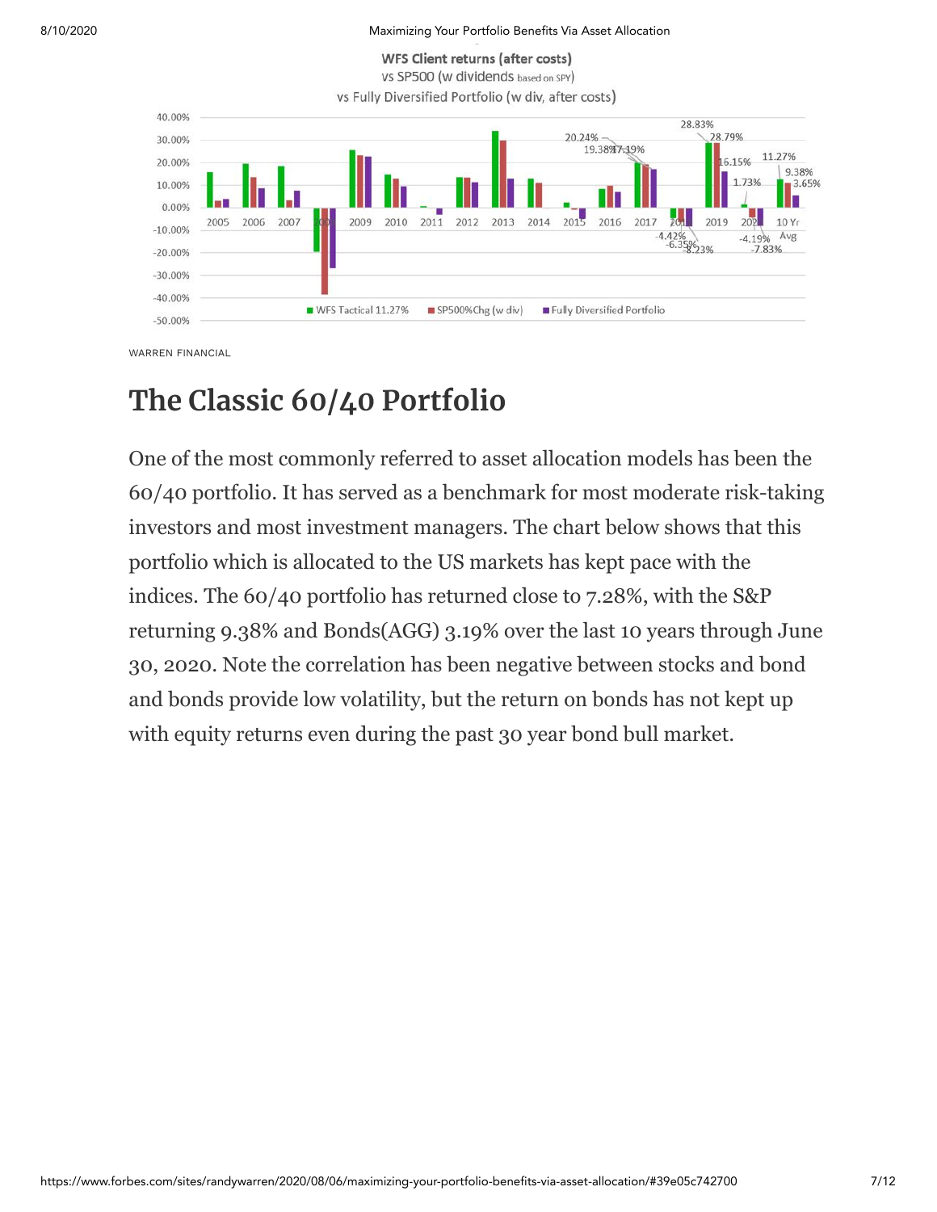**WFS Client returns (after costs)**
vs SP500 (w dividends based on SPY)
vs Fully Diversified Portfolio (w div, after costs)

WARREN FINANCIAL

## The Classic 60/40 Portfolio

One of the most commonly referred to asset allocation models has been the 60/40 portfolio. It has served as a benchmark for most moderate risk-taking investors and most investment managers. The chart below shows that this portfolio which is allocated to the US markets has kept pace with the indices. The 60/40 portfolio has returned close to 7.28%, with the S&P returning 9.38% and Bonds(AGG) 3.19% over the last 10 years through June 30, 2020. Note the correlation has been negative between stocks and bond and bonds provide low volatility, but the return on bonds has not kept up with equity returns even during the past 30 year bond bull market.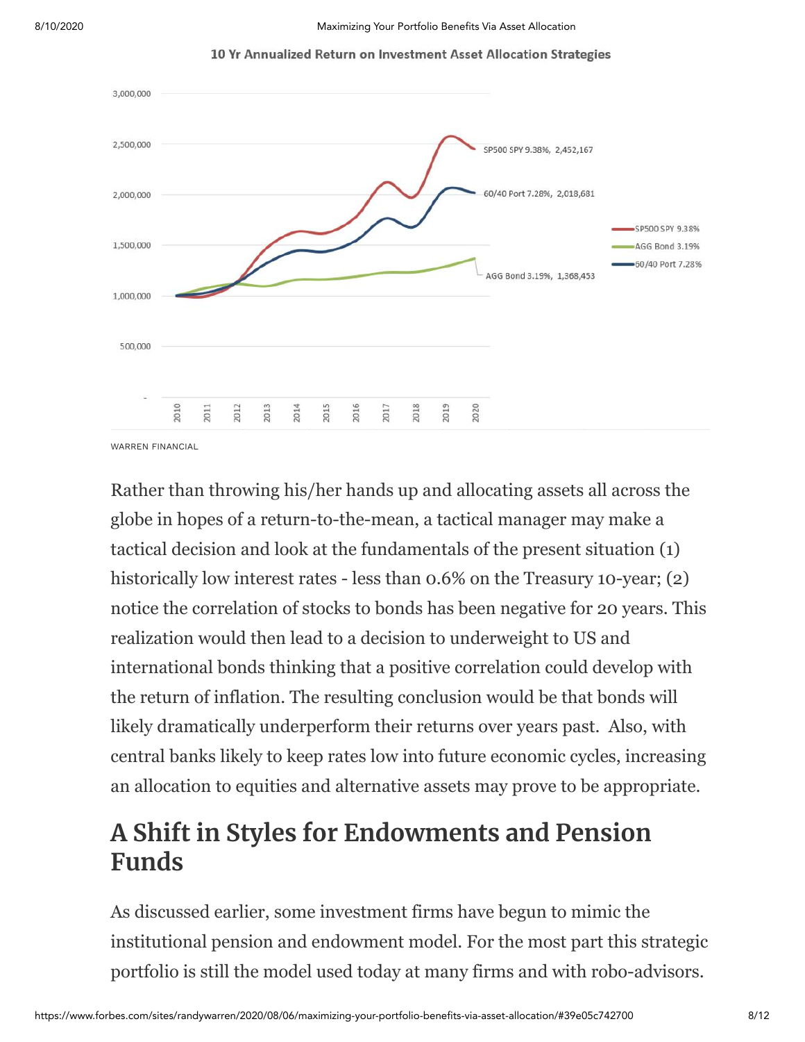10 Yr Annualized Return on Investment Asset Allocation Strategies

WARREN FINANCIAL

Rather than throwing his/her hands up and allocating assets all across the globe in hopes of a return-to-the-mean, a tactical manager may make a tactical decision and look at the fundamentals of the present situation (1) historically low interest rates - less than 0.6% on the Treasury 10-year; (2) notice the correlation of stocks to bonds has been negative for 20 years. This realization would then lead to a decision to underweight to US and international bonds thinking that a positive correlation could develop with the return of inflation. The resulting conclusion would be that bonds will likely dramatically underperform their returns over years past. Also, with central banks likely to keep rates low into future economic cycles, increasing an allocation to equities and alternative assets may prove to be appropriate.

## A Shift in Styles for Endowments and Pension Funds

As discussed earlier, some investment firms have begun to mimic the institutional pension and endowment model. For the most part this strategic portfolio is still the model used today at many firms and with robo-advisors.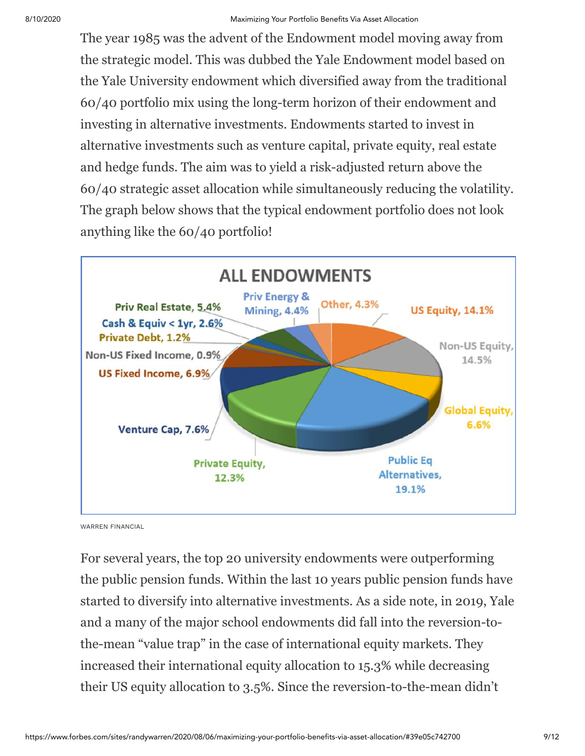The year 1985 was the advent of the Endowment model moving away from the strategic model. This was dubbed the Yale Endowment model based on the Yale University endowment which diversified away from the traditional 60/40 portfolio mix using the long-term horizon of their endowment and investing in alternative investments. Endowments started to invest in alternative investments such as venture capital, private equity, real estate and hedge funds. The aim was to yield a risk-adjusted return above the 60/40 strategic asset allocation while simultaneously reducing the volatility. The graph below shows that the typical endowment portfolio does not look anything like the 60/40 portfolio!

ALL ENDOWMENTS

Priv Real Estate, 5.4%
Cash & Equiv < 1yr, 2.6%
Private Debt, 1.2%
Non-US Fixed Income, 0.9%
US Fixed Income, 6.9%
Venture Cap, 7.6%
Private Equity, 12.3%
Public Eq Alternatives, 19.1%
Global Equity, 6.6%
Non-US Equity, 14.5%
US Equity, 14.1%
Other, 4.3%
Priv Energy & Mining, 4.4%

WARREN FINANCIAL

For several years, the top 20 university endowments were outperforming the public pension funds. Within the last 10 years public pension funds have started to diversify into alternative investments. As a side note, in 2019, Yale and a many of the major school endowments did fall into the reversion-to-the-mean "value trap" in the case of international equity markets. They increased their international equity allocation to 15.3% while decreasing their US equity allocation to 3.5%. Since the reversion-to-the-mean didn't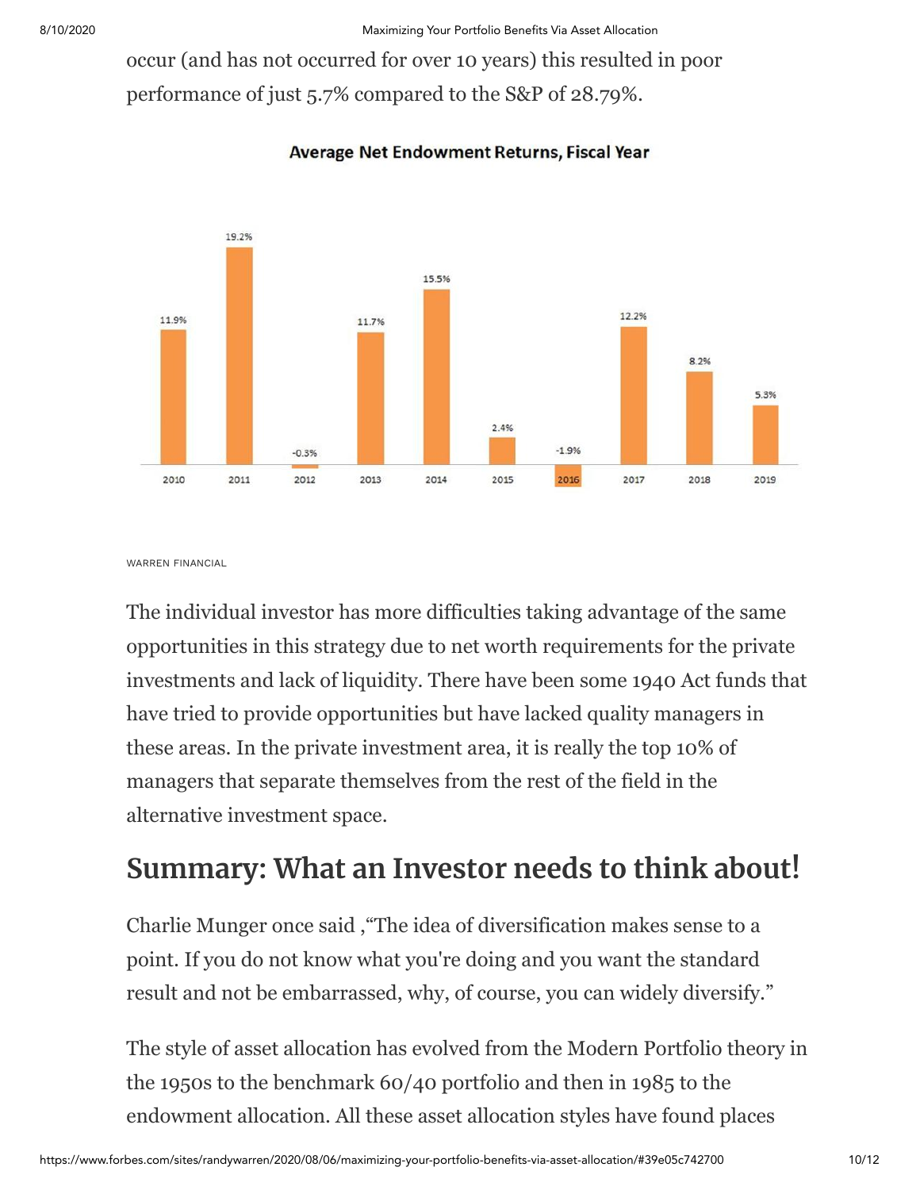occur (and has not occurred for over 10 years) this resulted in poor performance of just 5.7% compared to the S&P of 28.79%.

**Average Net Endowment Returns, Fiscal Year**

| 2010 | 2011 | 2012 | 2013 | 2014 | 2015 | 2016 | 2017 | 2018 | 2019 |
|---|---|---|---|---|---|---|---|---|---|
| 11.9% | 19.2% | -0.3% | 11.7% | 15.5% | 2.4% | -1.9% | 12.2% | 8.2% | 5.3% |

WARREN FINANCIAL

The individual investor has more difficulties taking advantage of the same opportunities in this strategy due to net worth requirements for the private investments and lack of liquidity. There have been some 1940 Act funds that have tried to provide opportunities but have lacked quality managers in these areas. In the private investment area, it is really the top 10% of managers that separate themselves from the rest of the field in the alternative investment space.

## Summary: What an Investor needs to think about!

Charlie Munger once said ,"The idea of diversification makes sense to a point. If you do not know what you're doing and you want the standard result and not be embarrassed, why, of course, you can widely diversify."

The style of asset allocation has evolved from the Modern Portfolio theory in the 1950s to the benchmark 60/40 portfolio and then in 1985 to the endowment allocation. All these asset allocation styles have found places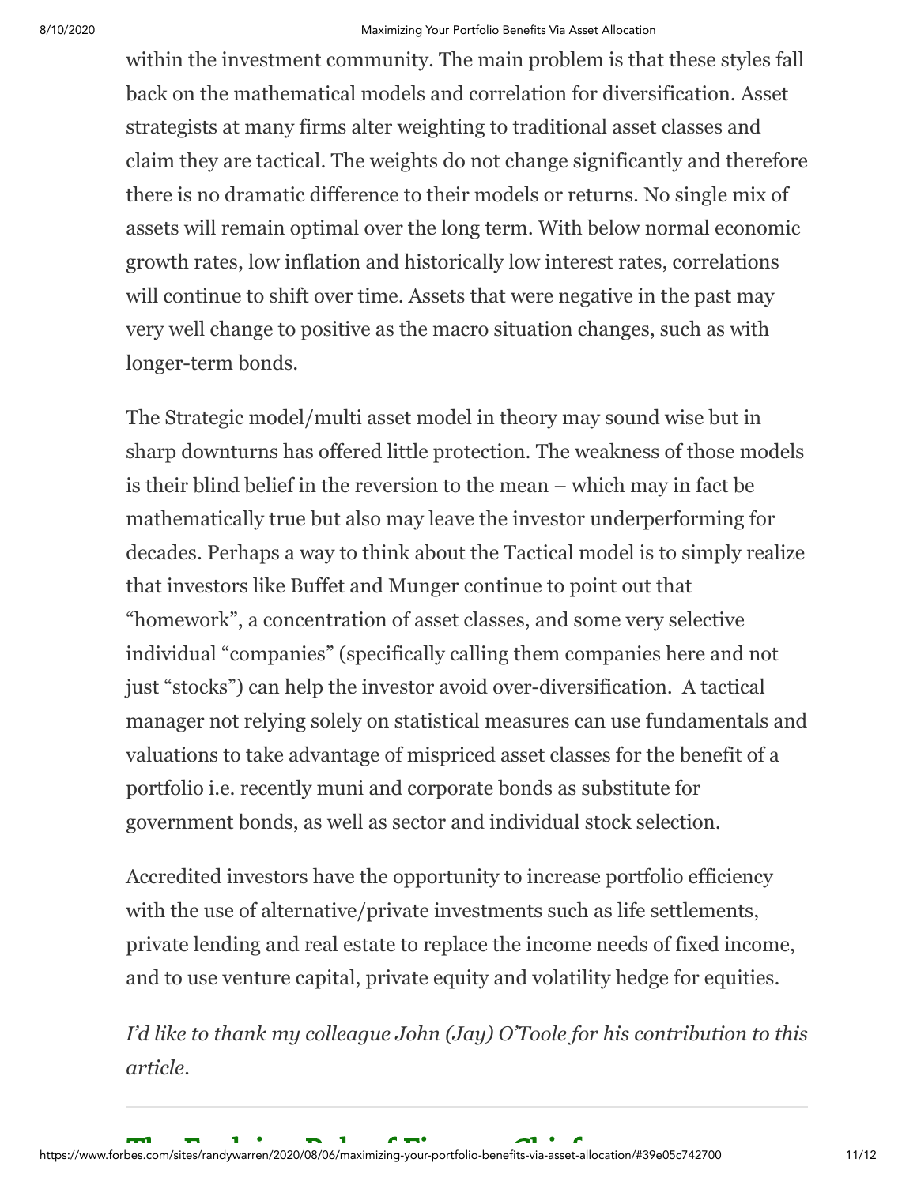within the investment community. The main problem is that these styles fall back on the mathematical models and correlation for diversification. Asset strategists at many firms alter weighting to traditional asset classes and claim they are tactical. The weights do not change significantly and therefore there is no dramatic difference to their models or returns. No single mix of assets will remain optimal over the long term. With below normal economic growth rates, low inflation and historically low interest rates, correlations will continue to shift over time. Assets that were negative in the past may very well change to positive as the macro situation changes, such as with longer-term bonds.

The Strategic model/multi asset model in theory may sound wise but in sharp downturns has offered little protection. The weakness of those models is their blind belief in the reversion to the mean – which may in fact be mathematically true but also may leave the investor underperforming for decades. Perhaps a way to think about the Tactical model is to simply realize that investors like Buffet and Munger continue to point out that "homework", a concentration of asset classes, and some very selective individual "companies" (specifically calling them companies here and not just "stocks") can help the investor avoid over-diversification. A tactical manager not relying solely on statistical measures can use fundamentals and valuations to take advantage of mispriced asset classes for the benefit of a portfolio i.e. recently muni and corporate bonds as substitute for government bonds, as well as sector and individual stock selection.

Accredited investors have the opportunity to increase portfolio efficiency with the use of alternative/private investments such as life settlements, private lending and real estate to replace the income needs of fixed income, and to use venture capital, private equity and volatility hedge for equities.

*I'd like to thank my colleague John (Jay) O'Toole for his contribution to this article.*

---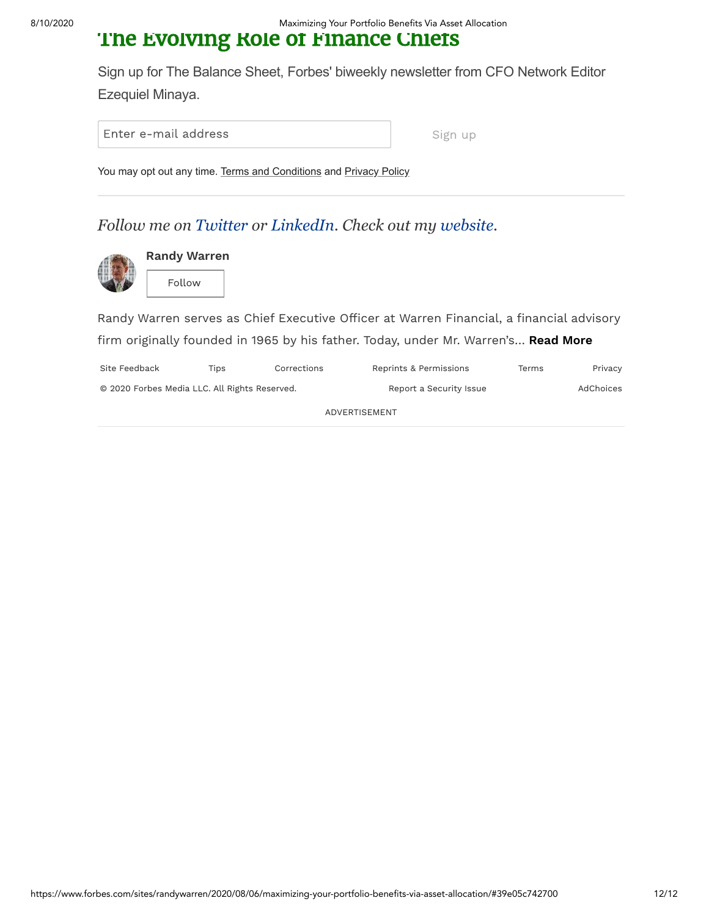## The Evolving Role of Finance Chiefs

Sign up for The Balance Sheet, Forbes' biweekly newsletter from CFO Network Editor Ezequiel Minaya.

Enter e-mail address

Sign up

You may opt out any time. Terms and Conditions and Privacy Policy

*Follow me on Twitter or LinkedIn. Check out my website.*

**Randy Warren**

Follow

Randy Warren serves as Chief Executive Officer at Warren Financial, a financial advisory firm originally founded in 1965 by his father. Today, under Mr. Warren's... **Read More**

Site Feedback Tips Corrections Reprints & Permissions Terms Privacy

© 2020 Forbes Media LLC. All Rights Reserved. Report a Security Issue AdChoices

ADVERTISEMENT